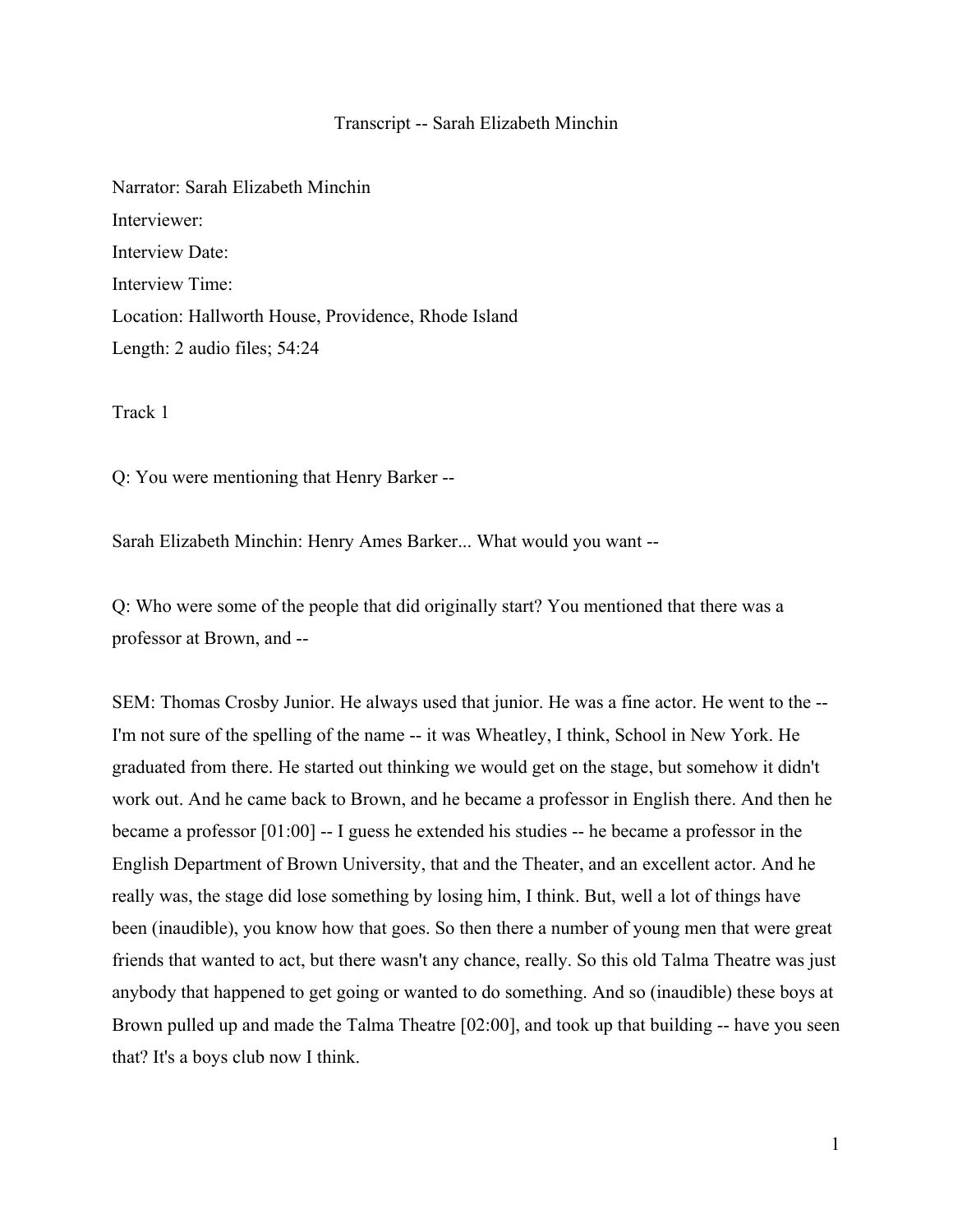# Transcript -- Sarah Elizabeth Minchin

Narrator: Sarah Elizabeth Minchin
Interviewer:
Interview Date:
Interview Time:
Location: Hallworth House, Providence, Rhode Island
Length: 2 audio files; 54:24

Track 1

Q: You were mentioning that Henry Barker --

Sarah Elizabeth Minchin: Henry Ames Barker... What would you want --

Q: Who were some of the people that did originally start? You mentioned that there was a professor at Brown, and --

SEM: Thomas Crosby Junior. He always used that junior. He was a fine actor. He went to the -- I'm not sure of the spelling of the name -- it was Wheatley, I think, School in New York. He graduated from there. He started out thinking we would get on the stage, but somehow it didn't work out. And he came back to Brown, and he became a professor in English there. And then he became a professor [01:00] -- I guess he extended his studies -- he became a professor in the English Department of Brown University, that and the Theater, and an excellent actor. And he really was, the stage did lose something by losing him, I think. But, well a lot of things have been (inaudible), you know how that goes. So then there a number of young men that were great friends that wanted to act, but there wasn't any chance, really. So this old Talma Theatre was just anybody that happened to get going or wanted to do something. And so (inaudible) these boys at Brown pulled up and made the Talma Theatre [02:00], and took up that building -- have you seen that? It's a boys club now I think.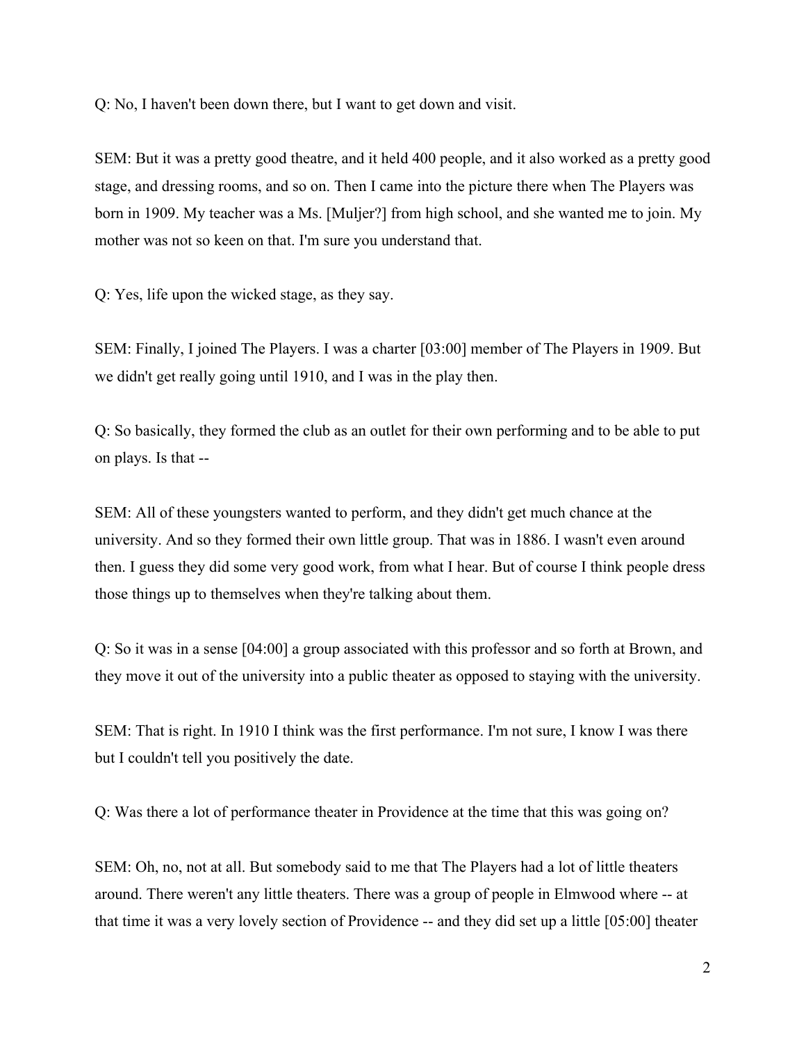Q: No, I haven't been down there, but I want to get down and visit.

SEM: But it was a pretty good theatre, and it held 400 people, and it also worked as a pretty good stage, and dressing rooms, and so on. Then I came into the picture there when The Players was born in 1909. My teacher was a Ms. [Muljer?] from high school, and she wanted me to join. My mother was not so keen on that. I'm sure you understand that.

Q: Yes, life upon the wicked stage, as they say.

SEM: Finally, I joined The Players. I was a charter [03:00] member of The Players in 1909. But we didn't get really going until 1910, and I was in the play then.

Q: So basically, they formed the club as an outlet for their own performing and to be able to put on plays. Is that --

SEM: All of these youngsters wanted to perform, and they didn't get much chance at the university. And so they formed their own little group. That was in 1886. I wasn't even around then. I guess they did some very good work, from what I hear. But of course I think people dress those things up to themselves when they're talking about them.

Q: So it was in a sense [04:00] a group associated with this professor and so forth at Brown, and they move it out of the university into a public theater as opposed to staying with the university.

SEM: That is right. In 1910 I think was the first performance. I'm not sure, I know I was there but I couldn't tell you positively the date.

Q: Was there a lot of performance theater in Providence at the time that this was going on?

SEM: Oh, no, not at all. But somebody said to me that The Players had a lot of little theaters around. There weren't any little theaters. There was a group of people in Elmwood where -- at that time it was a very lovely section of Providence -- and they did set up a little [05:00] theater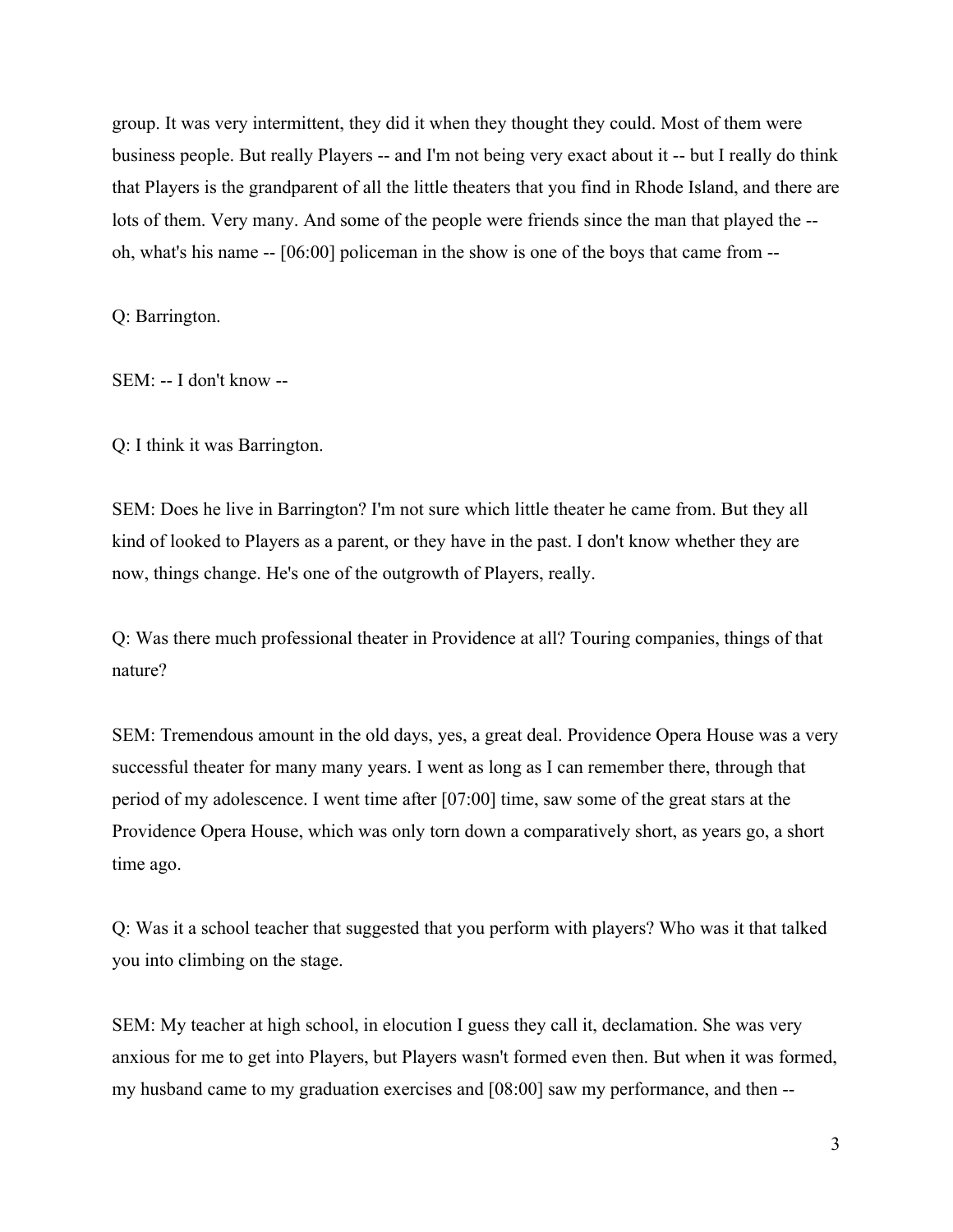group. It was very intermittent, they did it when they thought they could. Most of them were business people. But really Players -- and I'm not being very exact about it -- but I really do think that Players is the grandparent of all the little theaters that you find in Rhode Island, and there are lots of them. Very many. And some of the people were friends since the man that played the -- oh, what's his name -- [06:00] policeman in the show is one of the boys that came from --

Q: Barrington.

SEM: -- I don't know --

Q: I think it was Barrington.

SEM: Does he live in Barrington? I'm not sure which little theater he came from. But they all kind of looked to Players as a parent, or they have in the past. I don't know whether they are now, things change. He's one of the outgrowth of Players, really.

Q: Was there much professional theater in Providence at all? Touring companies, things of that nature?

SEM: Tremendous amount in the old days, yes, a great deal. Providence Opera House was a very successful theater for many many years. I went as long as I can remember there, through that period of my adolescence. I went time after [07:00] time, saw some of the great stars at the Providence Opera House, which was only torn down a comparatively short, as years go, a short time ago.

Q: Was it a school teacher that suggested that you perform with players? Who was it that talked you into climbing on the stage.

SEM: My teacher at high school, in elocution I guess they call it, declamation. She was very anxious for me to get into Players, but Players wasn't formed even then. But when it was formed, my husband came to my graduation exercises and [08:00] saw my performance, and then --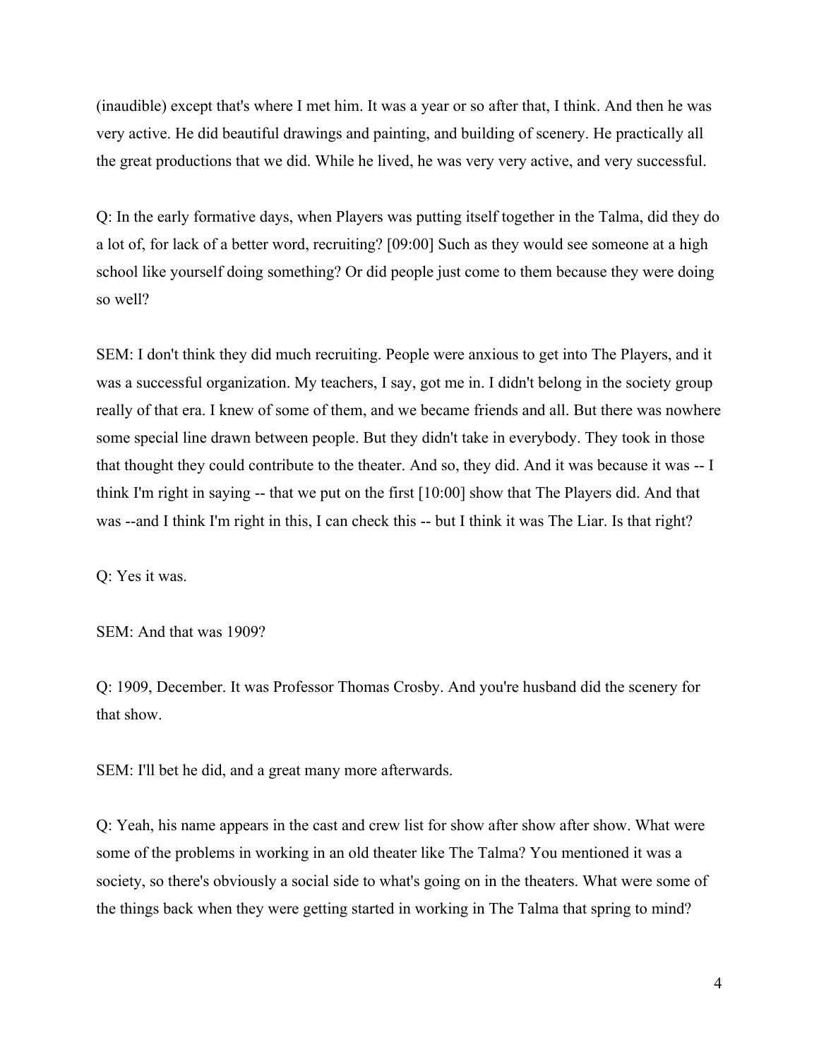(inaudible) except that's where I met him. It was a year or so after that, I think. And then he was very active. He did beautiful drawings and painting, and building of scenery. He practically all the great productions that we did. While he lived, he was very very active, and very successful.

Q: In the early formative days, when Players was putting itself together in the Talma, did they do a lot of, for lack of a better word, recruiting? [09:00] Such as they would see someone at a high school like yourself doing something? Or did people just come to them because they were doing so well?

SEM: I don't think they did much recruiting. People were anxious to get into The Players, and it was a successful organization. My teachers, I say, got me in. I didn't belong in the society group really of that era. I knew of some of them, and we became friends and all. But there was nowhere some special line drawn between people. But they didn't take in everybody. They took in those that thought they could contribute to the theater. And so, they did. And it was because it was -- I think I'm right in saying -- that we put on the first [10:00] show that The Players did. And that was --and I think I'm right in this, I can check this -- but I think it was The Liar. Is that right?

Q: Yes it was.

SEM: And that was 1909?

Q: 1909, December. It was Professor Thomas Crosby. And you're husband did the scenery for that show.

SEM: I'll bet he did, and a great many more afterwards.

Q: Yeah, his name appears in the cast and crew list for show after show after show. What were some of the problems in working in an old theater like The Talma? You mentioned it was a society, so there's obviously a social side to what's going on in the theaters. What were some of the things back when they were getting started in working in The Talma that spring to mind?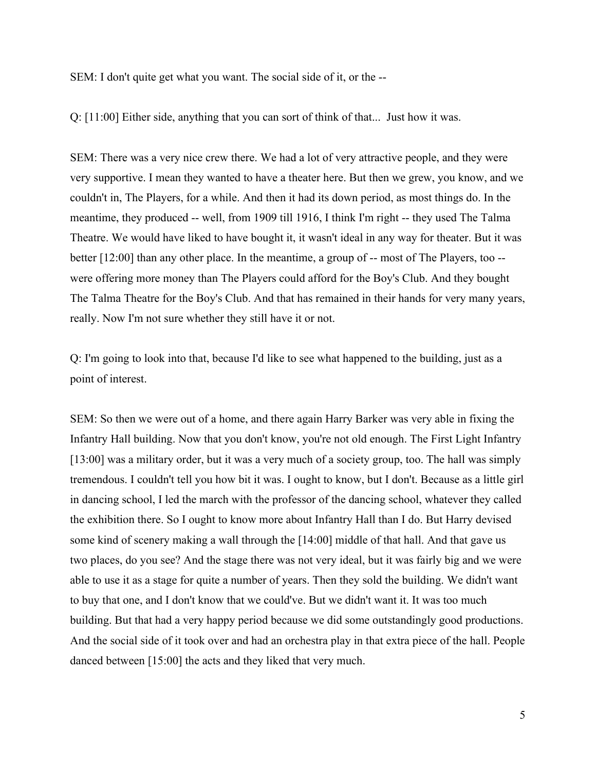SEM: I don't quite get what you want. The social side of it, or the --

Q: [11:00] Either side, anything that you can sort of think of that... Just how it was.

SEM: There was a very nice crew there. We had a lot of very attractive people, and they were very supportive. I mean they wanted to have a theater here. But then we grew, you know, and we couldn't in, The Players, for a while. And then it had its down period, as most things do. In the meantime, they produced -- well, from 1909 till 1916, I think I'm right -- they used The Talma Theatre. We would have liked to have bought it, it wasn't ideal in any way for theater. But it was better [12:00] than any other place. In the meantime, a group of -- most of The Players, too -- were offering more money than The Players could afford for the Boy's Club. And they bought The Talma Theatre for the Boy's Club. And that has remained in their hands for very many years, really. Now I'm not sure whether they still have it or not.

Q: I'm going to look into that, because I'd like to see what happened to the building, just as a point of interest.

SEM: So then we were out of a home, and there again Harry Barker was very able in fixing the Infantry Hall building. Now that you don't know, you're not old enough. The First Light Infantry [13:00] was a military order, but it was a very much of a society group, too. The hall was simply tremendous. I couldn't tell you how bit it was. I ought to know, but I don't. Because as a little girl in dancing school, I led the march with the professor of the dancing school, whatever they called the exhibition there. So I ought to know more about Infantry Hall than I do. But Harry devised some kind of scenery making a wall through the [14:00] middle of that hall. And that gave us two places, do you see? And the stage there was not very ideal, but it was fairly big and we were able to use it as a stage for quite a number of years. Then they sold the building. We didn't want to buy that one, and I don't know that we could've. But we didn't want it. It was too much building. But that had a very happy period because we did some outstandingly good productions. And the social side of it took over and had an orchestra play in that extra piece of the hall. People danced between [15:00] the acts and they liked that very much.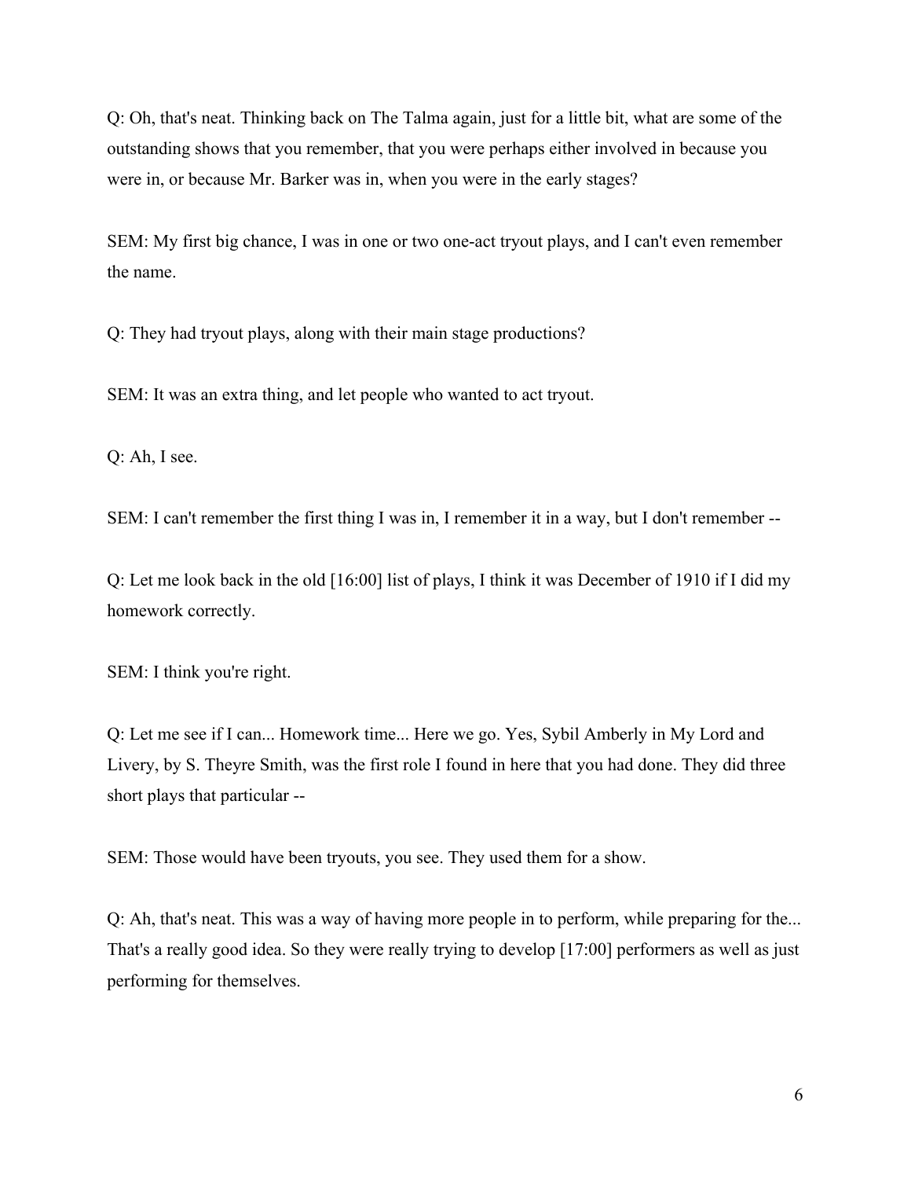Q: Oh, that's neat. Thinking back on The Talma again, just for a little bit, what are some of the outstanding shows that you remember, that you were perhaps either involved in because you were in, or because Mr. Barker was in, when you were in the early stages?

SEM: My first big chance, I was in one or two one-act tryout plays, and I can't even remember the name.

Q: They had tryout plays, along with their main stage productions?

SEM: It was an extra thing, and let people who wanted to act tryout.

Q: Ah, I see.

SEM: I can't remember the first thing I was in, I remember it in a way, but I don't remember --

Q: Let me look back in the old [16:00] list of plays, I think it was December of 1910 if I did my homework correctly.

SEM: I think you're right.

Q: Let me see if I can... Homework time... Here we go. Yes, Sybil Amberly in My Lord and Livery, by S. Theyre Smith, was the first role I found in here that you had done. They did three short plays that particular --

SEM: Those would have been tryouts, you see. They used them for a show.

Q: Ah, that's neat. This was a way of having more people in to perform, while preparing for the... That's a really good idea. So they were really trying to develop [17:00] performers as well as just performing for themselves.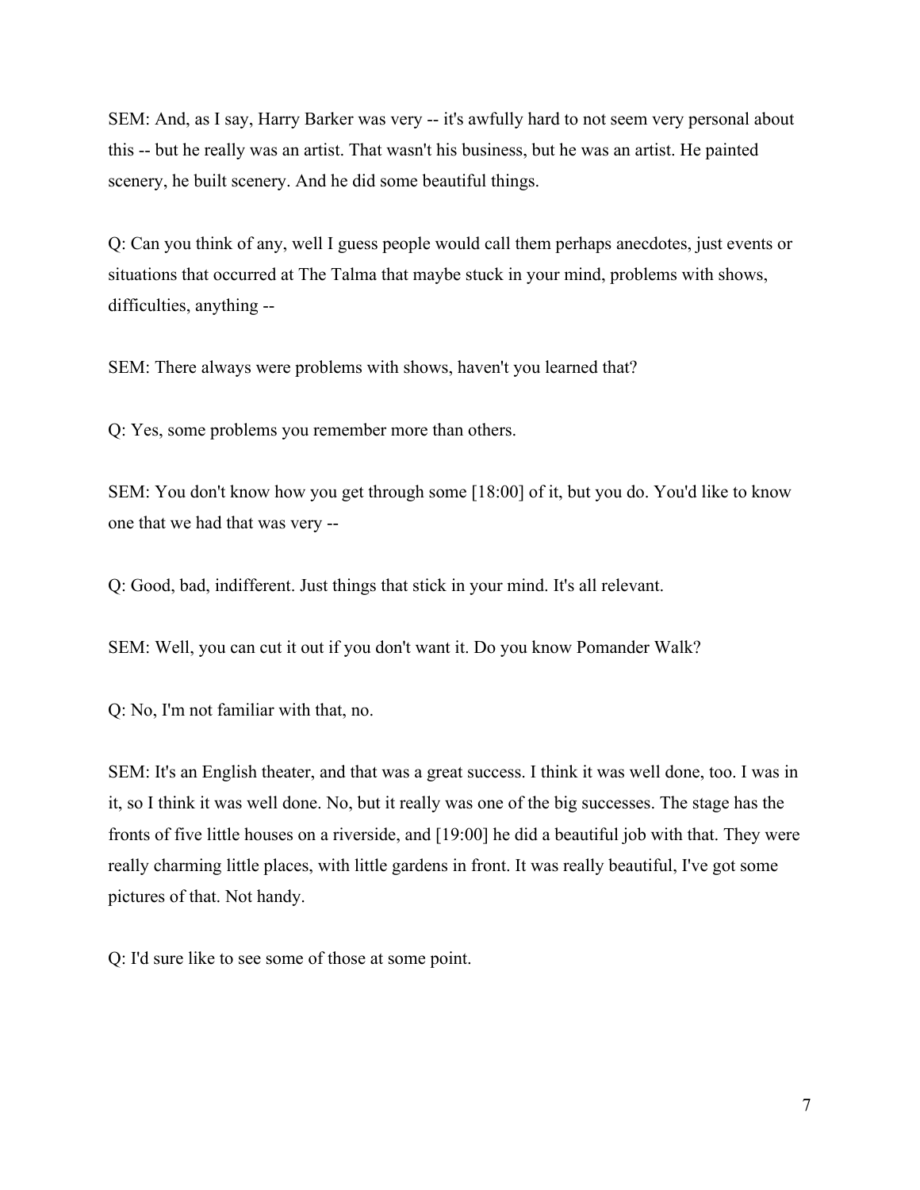SEM: And, as I say, Harry Barker was very -- it's awfully hard to not seem very personal about this -- but he really was an artist. That wasn't his business, but he was an artist. He painted scenery, he built scenery. And he did some beautiful things.

Q: Can you think of any, well I guess people would call them perhaps anecdotes, just events or situations that occurred at The Talma that maybe stuck in your mind, problems with shows, difficulties, anything --

SEM: There always were problems with shows, haven't you learned that?

Q: Yes, some problems you remember more than others.

SEM: You don't know how you get through some [18:00] of it, but you do. You'd like to know one that we had that was very --

Q: Good, bad, indifferent. Just things that stick in your mind. It's all relevant.

SEM: Well, you can cut it out if you don't want it. Do you know Pomander Walk?

Q: No, I'm not familiar with that, no.

SEM: It's an English theater, and that was a great success. I think it was well done, too. I was in it, so I think it was well done. No, but it really was one of the big successes. The stage has the fronts of five little houses on a riverside, and [19:00] he did a beautiful job with that. They were really charming little places, with little gardens in front. It was really beautiful, I've got some pictures of that. Not handy.

Q: I'd sure like to see some of those at some point.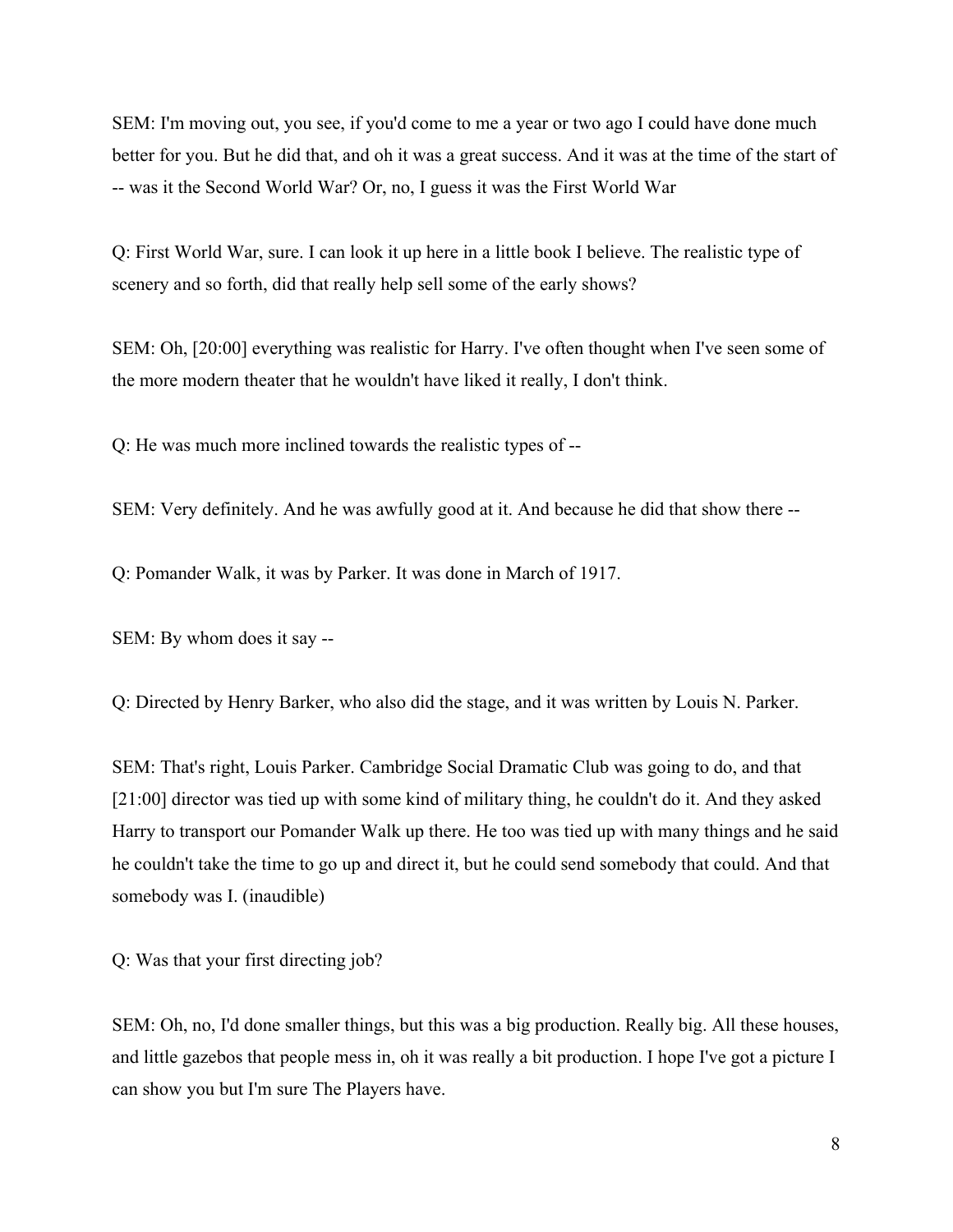SEM: I'm moving out, you see, if you'd come to me a year or two ago I could have done much better for you. But he did that, and oh it was a great success. And it was at the time of the start of -- was it the Second World War? Or, no, I guess it was the First World War

Q: First World War, sure. I can look it up here in a little book I believe. The realistic type of scenery and so forth, did that really help sell some of the early shows?

SEM: Oh, [20:00] everything was realistic for Harry. I've often thought when I've seen some of the more modern theater that he wouldn't have liked it really, I don't think.

Q: He was much more inclined towards the realistic types of --

SEM: Very definitely. And he was awfully good at it. And because he did that show there --

Q: Pomander Walk, it was by Parker. It was done in March of 1917.

SEM: By whom does it say --

Q: Directed by Henry Barker, who also did the stage, and it was written by Louis N. Parker.

SEM: That's right, Louis Parker. Cambridge Social Dramatic Club was going to do, and that [21:00] director was tied up with some kind of military thing, he couldn't do it. And they asked Harry to transport our Pomander Walk up there. He too was tied up with many things and he said he couldn't take the time to go up and direct it, but he could send somebody that could. And that somebody was I. (inaudible)

Q: Was that your first directing job?

SEM: Oh, no, I'd done smaller things, but this was a big production. Really big. All these houses, and little gazebos that people mess in, oh it was really a bit production. I hope I've got a picture I can show you but I'm sure The Players have.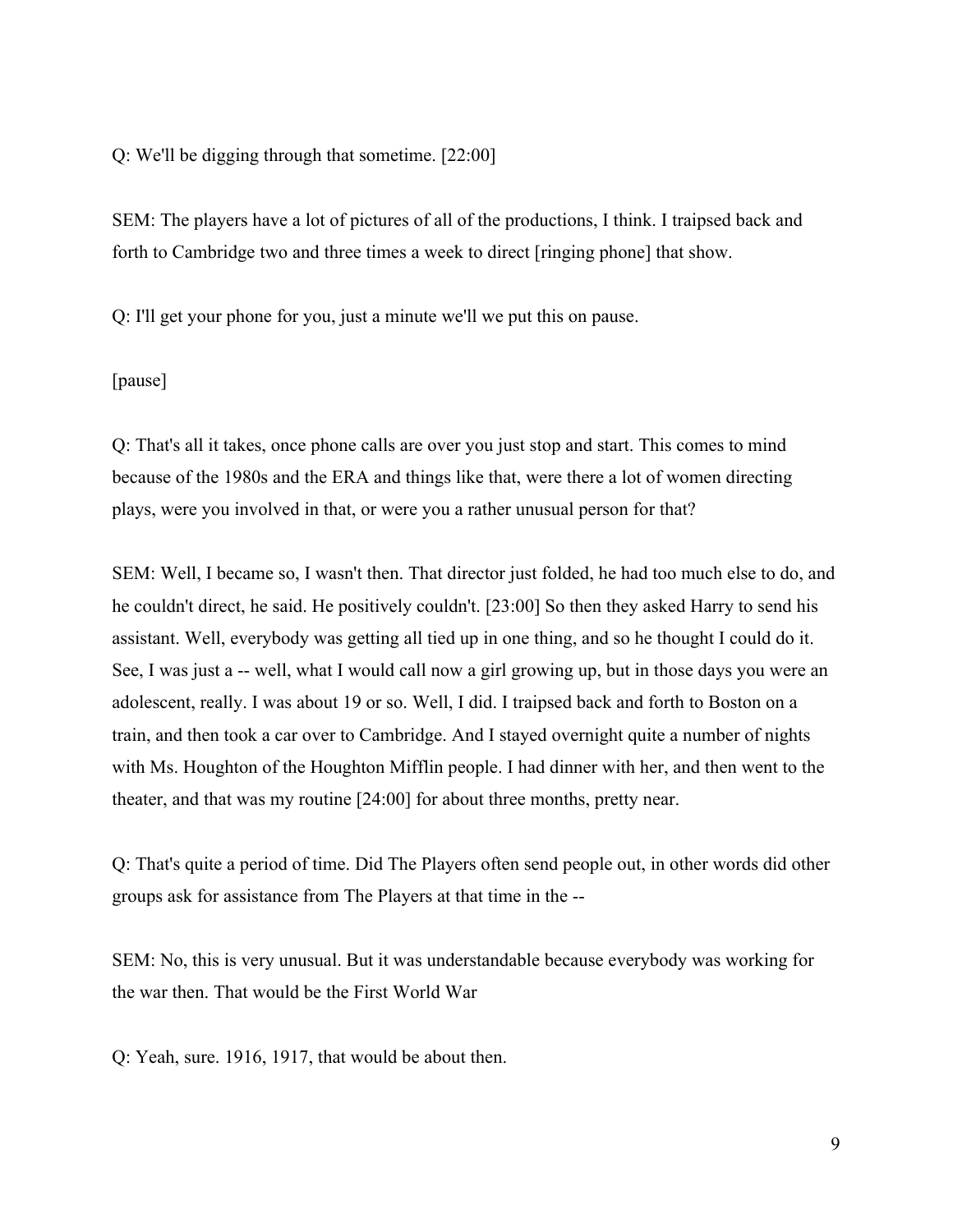Q: We'll be digging through that sometime. [22:00]

SEM: The players have a lot of pictures of all of the productions, I think. I traipsed back and forth to Cambridge two and three times a week to direct [ringing phone] that show.

Q: I'll get your phone for you, just a minute we'll we put this on pause.

[pause]

Q: That's all it takes, once phone calls are over you just stop and start. This comes to mind because of the 1980s and the ERA and things like that, were there a lot of women directing plays, were you involved in that, or were you a rather unusual person for that?

SEM: Well, I became so, I wasn't then. That director just folded, he had too much else to do, and he couldn't direct, he said. He positively couldn't. [23:00] So then they asked Harry to send his assistant. Well, everybody was getting all tied up in one thing, and so he thought I could do it. See, I was just a -- well, what I would call now a girl growing up, but in those days you were an adolescent, really. I was about 19 or so. Well, I did. I traipsed back and forth to Boston on a train, and then took a car over to Cambridge. And I stayed overnight quite a number of nights with Ms. Houghton of the Houghton Mifflin people. I had dinner with her, and then went to the theater, and that was my routine [24:00] for about three months, pretty near.

Q: That's quite a period of time. Did The Players often send people out, in other words did other groups ask for assistance from The Players at that time in the --

SEM: No, this is very unusual. But it was understandable because everybody was working for the war then. That would be the First World War

Q: Yeah, sure. 1916, 1917, that would be about then.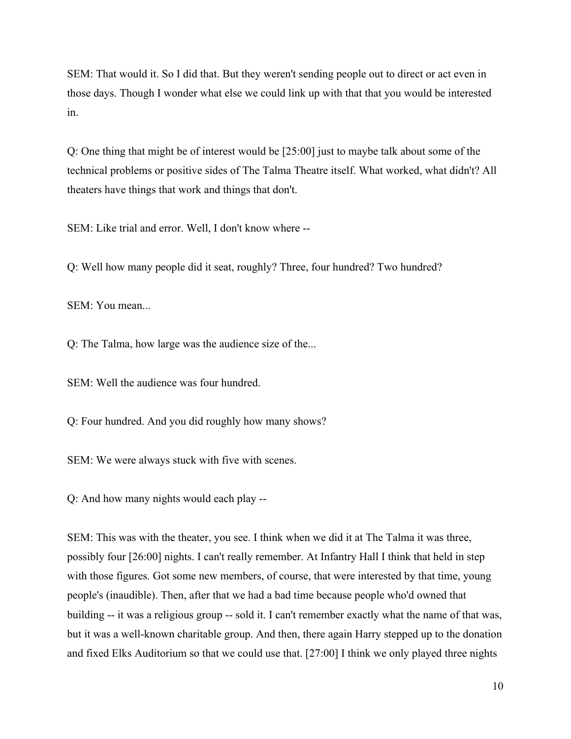SEM: That would it. So I did that. But they weren't sending people out to direct or act even in those days. Though I wonder what else we could link up with that that you would be interested in.

Q: One thing that might be of interest would be [25:00] just to maybe talk about some of the technical problems or positive sides of The Talma Theatre itself. What worked, what didn't? All theaters have things that work and things that don't.

SEM: Like trial and error. Well, I don't know where --

Q: Well how many people did it seat, roughly? Three, four hundred? Two hundred?

SEM: You mean...

Q: The Talma, how large was the audience size of the...

SEM: Well the audience was four hundred.

Q: Four hundred. And you did roughly how many shows?

SEM: We were always stuck with five with scenes.

Q: And how many nights would each play --

SEM: This was with the theater, you see. I think when we did it at The Talma it was three, possibly four [26:00] nights. I can't really remember. At Infantry Hall I think that held in step with those figures. Got some new members, of course, that were interested by that time, young people's (inaudible). Then, after that we had a bad time because people who'd owned that building -- it was a religious group -- sold it. I can't remember exactly what the name of that was, but it was a well-known charitable group. And then, there again Harry stepped up to the donation and fixed Elks Auditorium so that we could use that. [27:00] I think we only played three nights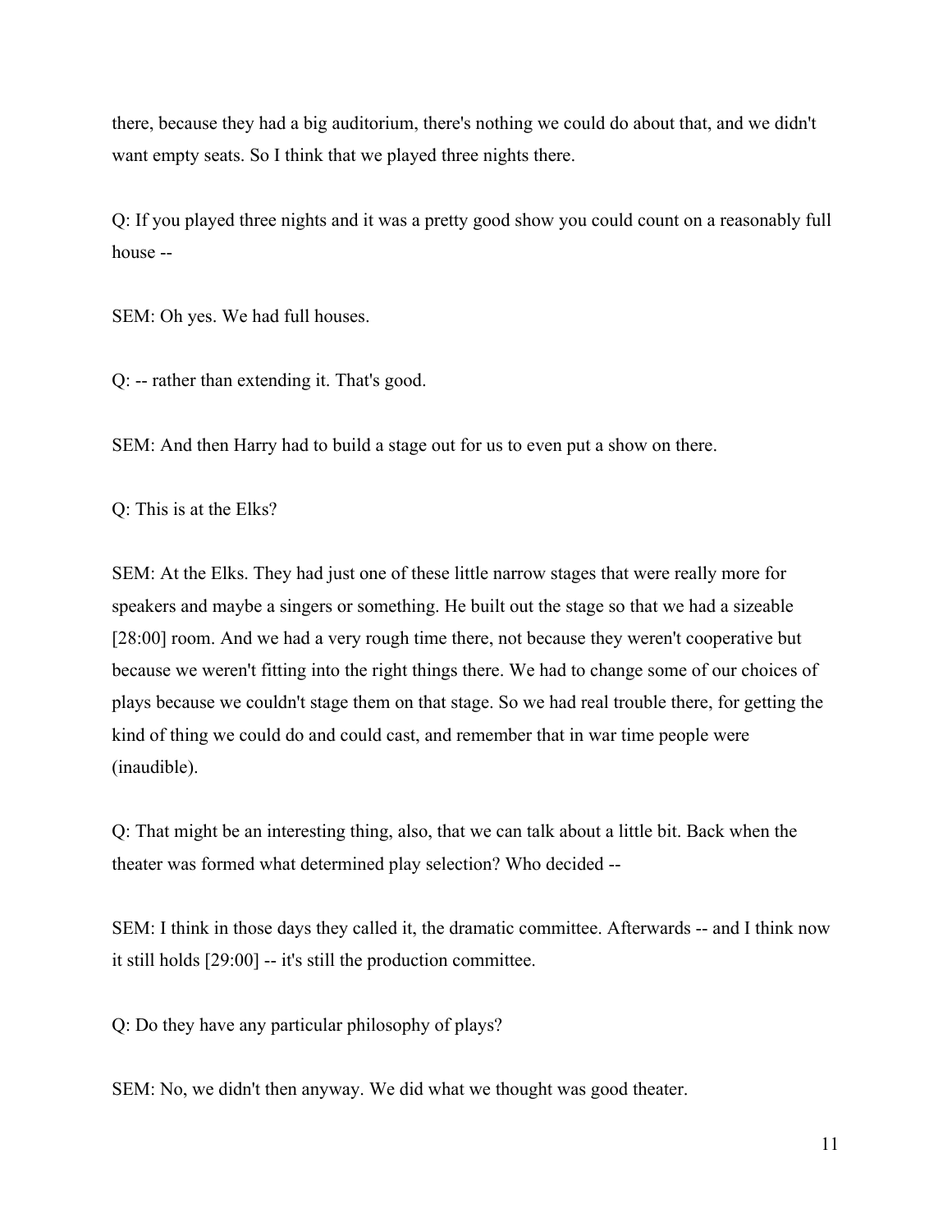there, because they had a big auditorium, there's nothing we could do about that, and we didn't want empty seats. So I think that we played three nights there.

Q: If you played three nights and it was a pretty good show you could count on a reasonably full house --

SEM: Oh yes. We had full houses.

Q: -- rather than extending it. That's good.

SEM: And then Harry had to build a stage out for us to even put a show on there.

Q: This is at the Elks?

SEM: At the Elks. They had just one of these little narrow stages that were really more for speakers and maybe a singers or something. He built out the stage so that we had a sizeable [28:00] room. And we had a very rough time there, not because they weren't cooperative but because we weren't fitting into the right things there. We had to change some of our choices of plays because we couldn't stage them on that stage. So we had real trouble there, for getting the kind of thing we could do and could cast, and remember that in war time people were (inaudible).

Q: That might be an interesting thing, also, that we can talk about a little bit. Back when the theater was formed what determined play selection? Who decided --

SEM: I think in those days they called it, the dramatic committee. Afterwards -- and I think now it still holds [29:00] -- it's still the production committee.

Q: Do they have any particular philosophy of plays?

SEM: No, we didn't then anyway. We did what we thought was good theater.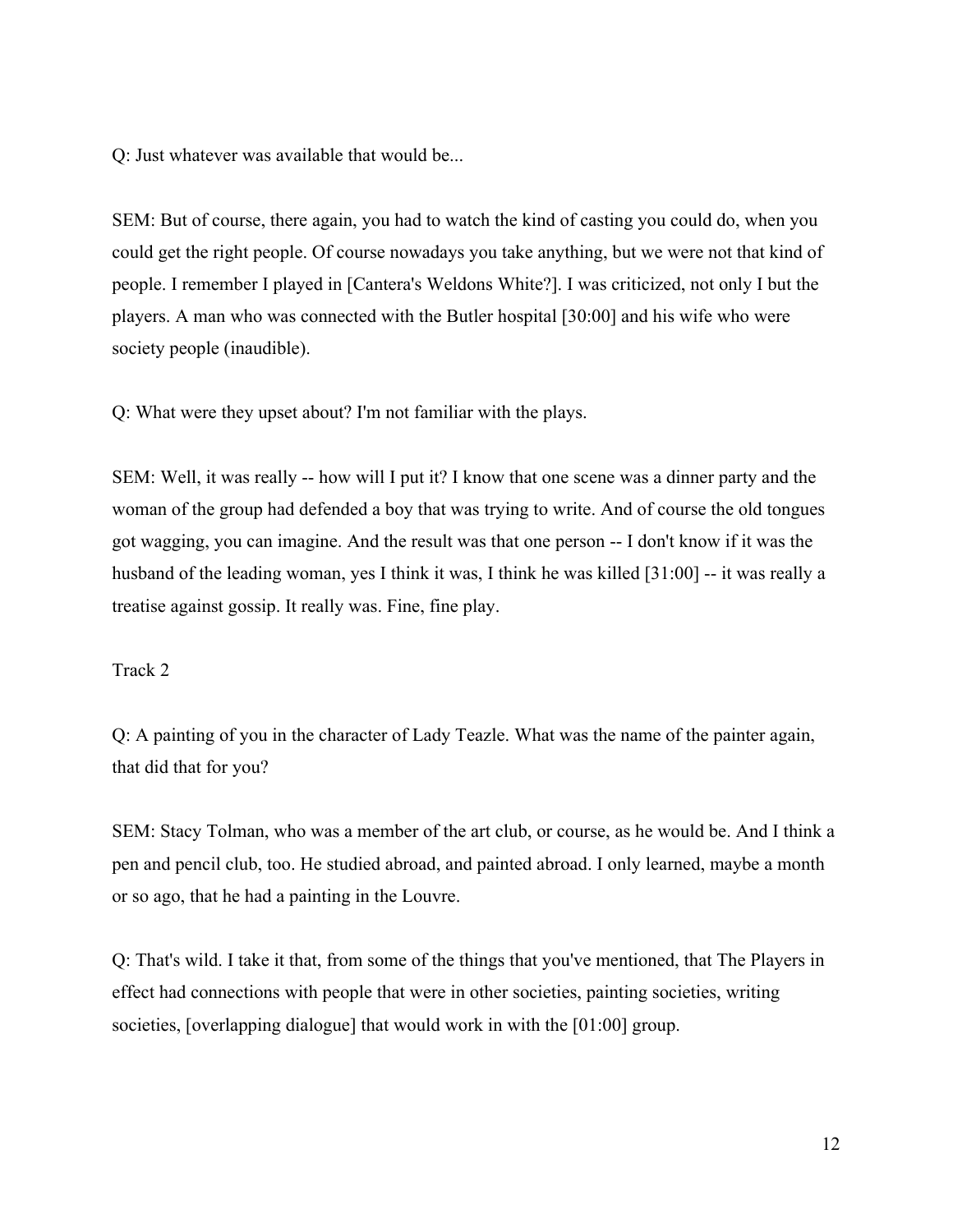Q: Just whatever was available that would be...

SEM: But of course, there again, you had to watch the kind of casting you could do, when you could get the right people. Of course nowadays you take anything, but we were not that kind of people. I remember I played in [Cantera's Weldons White?]. I was criticized, not only I but the players. A man who was connected with the Butler hospital [30:00] and his wife who were society people (inaudible).

Q: What were they upset about? I'm not familiar with the plays.

SEM: Well, it was really -- how will I put it? I know that one scene was a dinner party and the woman of the group had defended a boy that was trying to write. And of course the old tongues got wagging, you can imagine. And the result was that one person -- I don't know if it was the husband of the leading woman, yes I think it was, I think he was killed [31:00] -- it was really a treatise against gossip. It really was. Fine, fine play.

Track 2

Q: A painting of you in the character of Lady Teazle. What was the name of the painter again, that did that for you?

SEM: Stacy Tolman, who was a member of the art club, or course, as he would be. And I think a pen and pencil club, too. He studied abroad, and painted abroad. I only learned, maybe a month or so ago, that he had a painting in the Louvre.

Q: That's wild. I take it that, from some of the things that you've mentioned, that The Players in effect had connections with people that were in other societies, painting societies, writing societies, [overlapping dialogue] that would work in with the [01:00] group.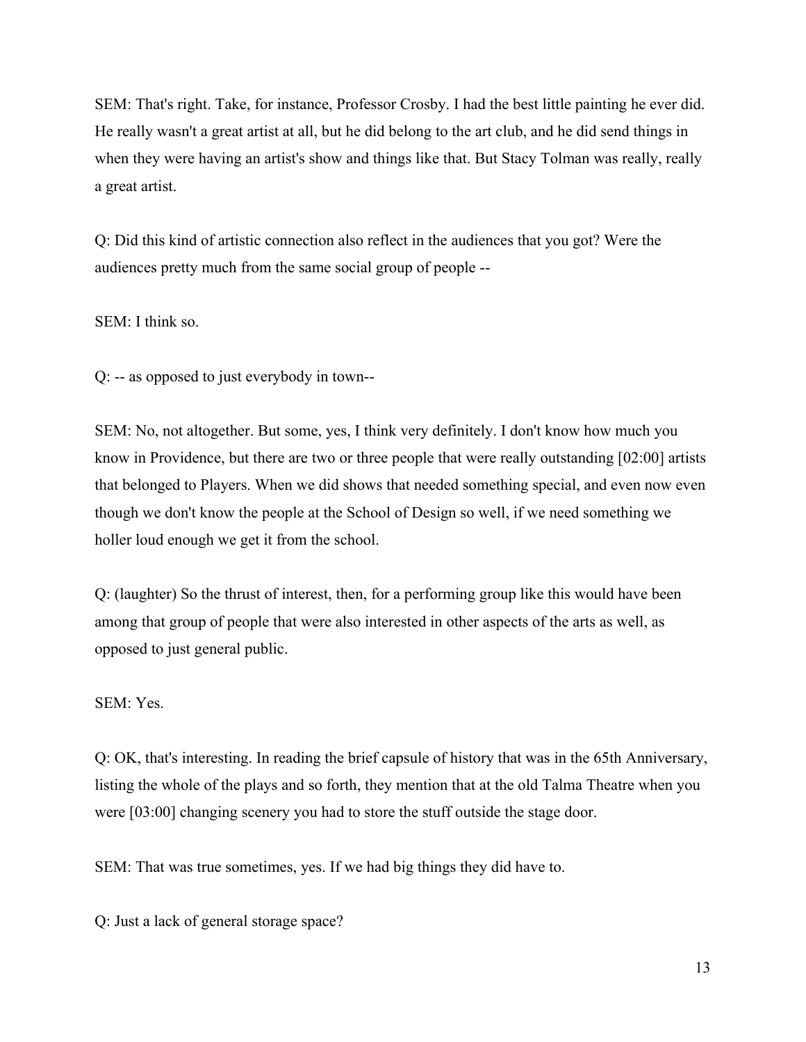SEM: That's right. Take, for instance, Professor Crosby. I had the best little painting he ever did. He really wasn't a great artist at all, but he did belong to the art club, and he did send things in when they were having an artist's show and things like that. But Stacy Tolman was really, really a great artist.

Q: Did this kind of artistic connection also reflect in the audiences that you got? Were the audiences pretty much from the same social group of people --

SEM: I think so.

Q: -- as opposed to just everybody in town--

SEM: No, not altogether. But some, yes, I think very definitely. I don't know how much you know in Providence, but there are two or three people that were really outstanding [02:00] artists that belonged to Players. When we did shows that needed something special, and even now even though we don't know the people at the School of Design so well, if we need something we holler loud enough we get it from the school.

Q: (laughter) So the thrust of interest, then, for a performing group like this would have been among that group of people that were also interested in other aspects of the arts as well, as opposed to just general public.

SEM: Yes.

Q: OK, that's interesting. In reading the brief capsule of history that was in the 65th Anniversary, listing the whole of the plays and so forth, they mention that at the old Talma Theatre when you were [03:00] changing scenery you had to store the stuff outside the stage door.

SEM: That was true sometimes, yes. If we had big things they did have to.

Q: Just a lack of general storage space?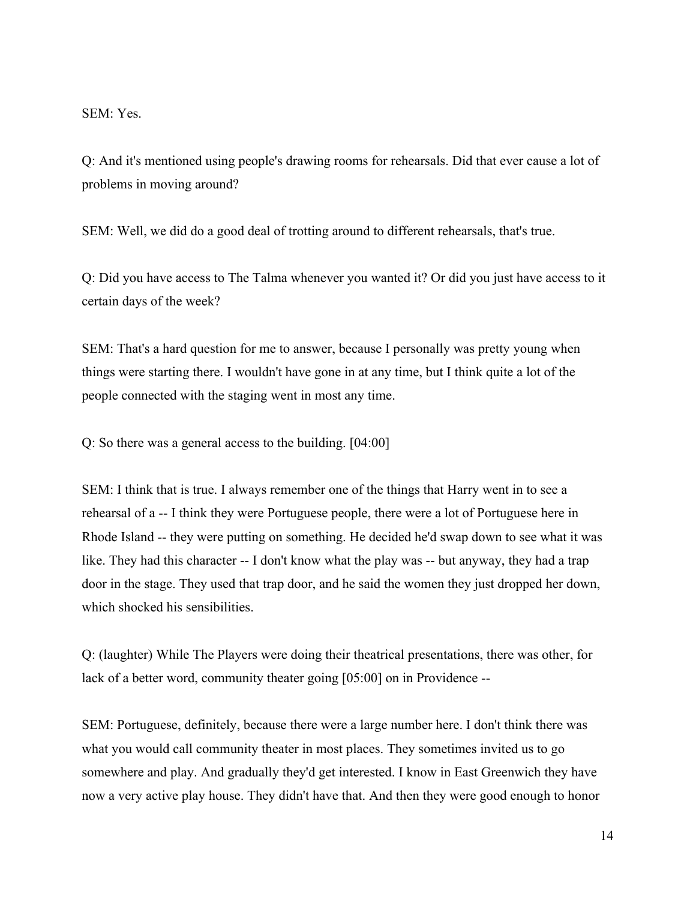SEM: Yes.

Q: And it's mentioned using people's drawing rooms for rehearsals. Did that ever cause a lot of problems in moving around?

SEM: Well, we did do a good deal of trotting around to different rehearsals, that's true.

Q: Did you have access to The Talma whenever you wanted it? Or did you just have access to it certain days of the week?

SEM: That's a hard question for me to answer, because I personally was pretty young when things were starting there. I wouldn't have gone in at any time, but I think quite a lot of the people connected with the staging went in most any time.

Q: So there was a general access to the building. [04:00]

SEM: I think that is true. I always remember one of the things that Harry went in to see a rehearsal of a -- I think they were Portuguese people, there were a lot of Portuguese here in Rhode Island -- they were putting on something. He decided he'd swap down to see what it was like. They had this character -- I don't know what the play was -- but anyway, they had a trap door in the stage. They used that trap door, and he said the women they just dropped her down, which shocked his sensibilities.

Q: (laughter) While The Players were doing their theatrical presentations, there was other, for lack of a better word, community theater going [05:00] on in Providence --

SEM: Portuguese, definitely, because there were a large number here. I don't think there was what you would call community theater in most places. They sometimes invited us to go somewhere and play. And gradually they'd get interested. I know in East Greenwich they have now a very active play house. They didn't have that. And then they were good enough to honor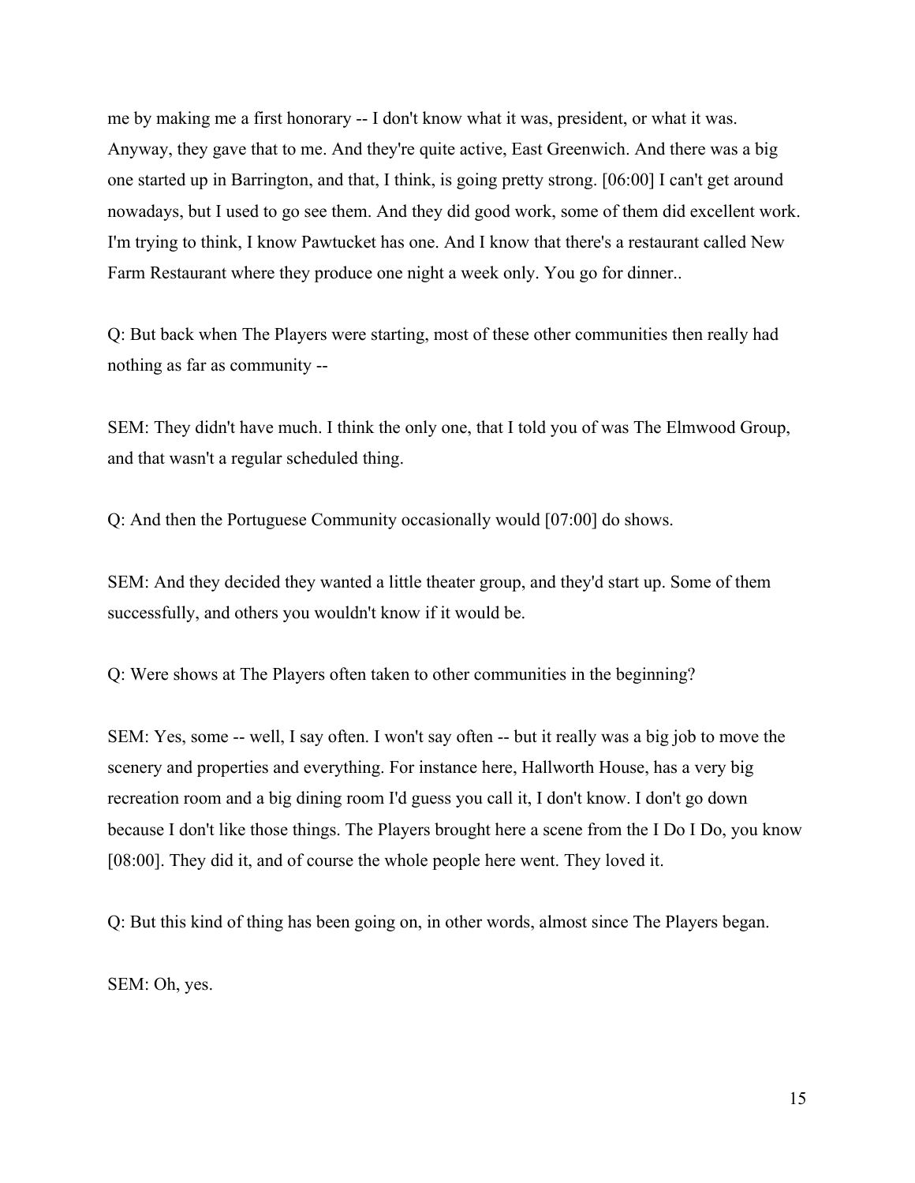me by making me a first honorary -- I don't know what it was, president, or what it was. Anyway, they gave that to me. And they're quite active, East Greenwich. And there was a big one started up in Barrington, and that, I think, is going pretty strong. [06:00] I can't get around nowadays, but I used to go see them. And they did good work, some of them did excellent work. I'm trying to think, I know Pawtucket has one. And I know that there's a restaurant called New Farm Restaurant where they produce one night a week only. You go for dinner..

Q: But back when The Players were starting, most of these other communities then really had nothing as far as community --

SEM: They didn't have much. I think the only one, that I told you of was The Elmwood Group, and that wasn't a regular scheduled thing.

Q: And then the Portuguese Community occasionally would [07:00] do shows.

SEM: And they decided they wanted a little theater group, and they'd start up. Some of them successfully, and others you wouldn't know if it would be.

Q: Were shows at The Players often taken to other communities in the beginning?

SEM: Yes, some -- well, I say often. I won't say often -- but it really was a big job to move the scenery and properties and everything. For instance here, Hallworth House, has a very big recreation room and a big dining room I'd guess you call it, I don't know. I don't go down because I don't like those things. The Players brought here a scene from the I Do I Do, you know [08:00]. They did it, and of course the whole people here went. They loved it.

Q: But this kind of thing has been going on, in other words, almost since The Players began.

SEM: Oh, yes.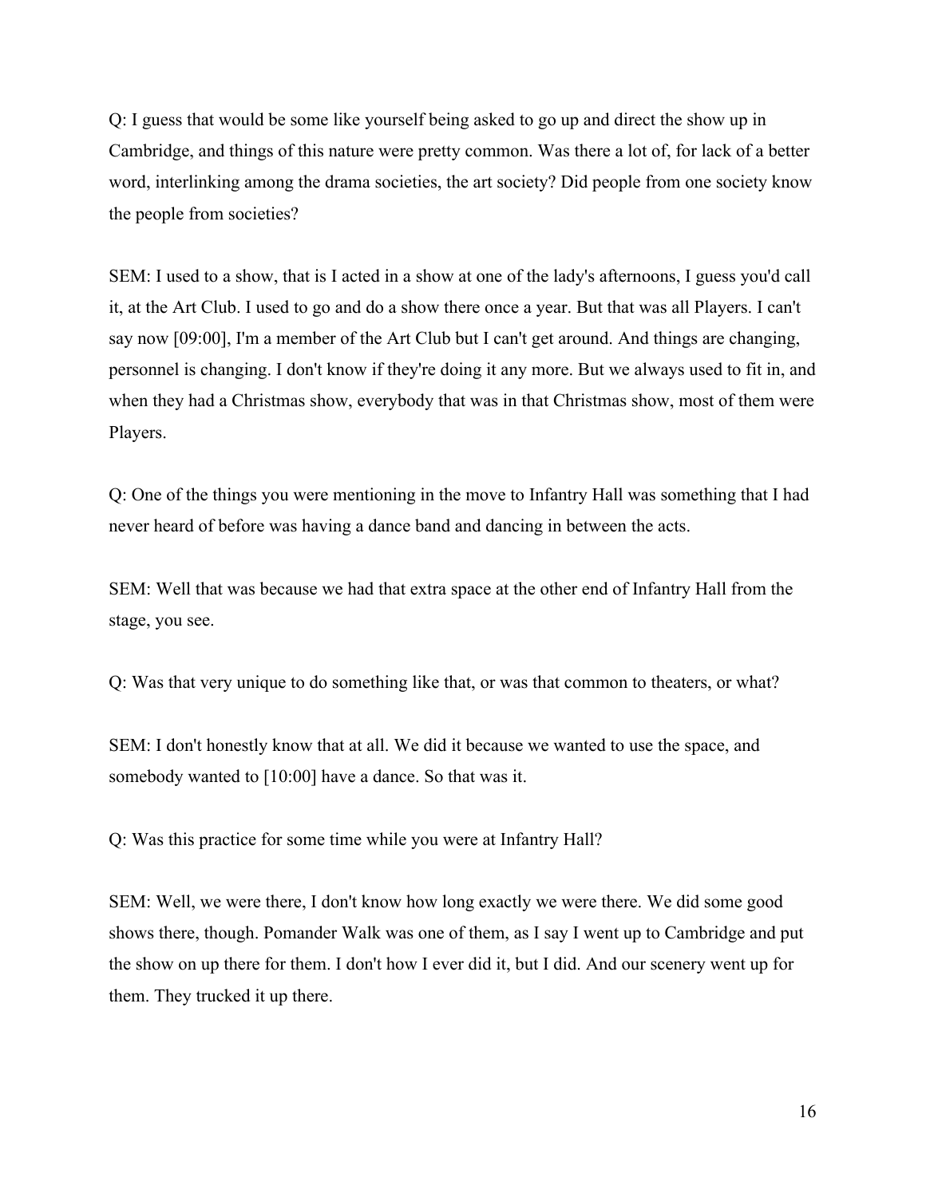Q: I guess that would be some like yourself being asked to go up and direct the show up in Cambridge, and things of this nature were pretty common. Was there a lot of, for lack of a better word, interlinking among the drama societies, the art society? Did people from one society know the people from societies?

SEM: I used to a show, that is I acted in a show at one of the lady's afternoons, I guess you'd call it, at the Art Club. I used to go and do a show there once a year. But that was all Players. I can't say now [09:00], I'm a member of the Art Club but I can't get around. And things are changing, personnel is changing. I don't know if they're doing it any more. But we always used to fit in, and when they had a Christmas show, everybody that was in that Christmas show, most of them were Players.

Q: One of the things you were mentioning in the move to Infantry Hall was something that I had never heard of before was having a dance band and dancing in between the acts.

SEM: Well that was because we had that extra space at the other end of Infantry Hall from the stage, you see.

Q: Was that very unique to do something like that, or was that common to theaters, or what?

SEM: I don't honestly know that at all. We did it because we wanted to use the space, and somebody wanted to [10:00] have a dance. So that was it.

Q: Was this practice for some time while you were at Infantry Hall?

SEM: Well, we were there, I don't know how long exactly we were there. We did some good shows there, though. Pomander Walk was one of them, as I say I went up to Cambridge and put the show on up there for them. I don't how I ever did it, but I did. And our scenery went up for them. They trucked it up there.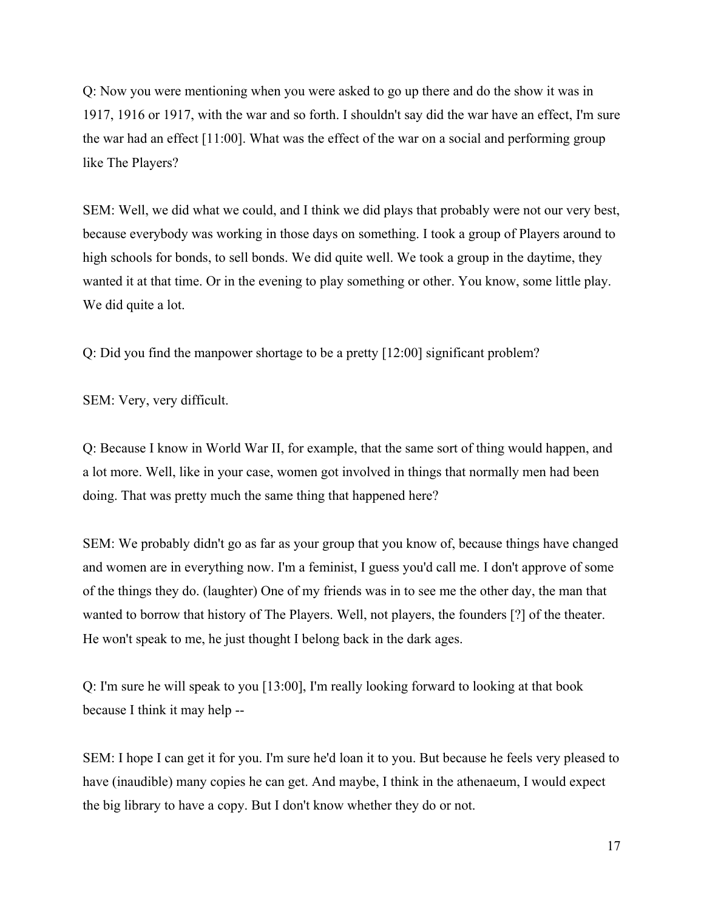Q: Now you were mentioning when you were asked to go up there and do the show it was in 1917, 1916 or 1917, with the war and so forth. I shouldn't say did the war have an effect, I'm sure the war had an effect [11:00]. What was the effect of the war on a social and performing group like The Players?

SEM: Well, we did what we could, and I think we did plays that probably were not our very best, because everybody was working in those days on something. I took a group of Players around to high schools for bonds, to sell bonds. We did quite well. We took a group in the daytime, they wanted it at that time. Or in the evening to play something or other. You know, some little play. We did quite a lot.

Q: Did you find the manpower shortage to be a pretty [12:00] significant problem?

SEM: Very, very difficult.

Q: Because I know in World War II, for example, that the same sort of thing would happen, and a lot more. Well, like in your case, women got involved in things that normally men had been doing. That was pretty much the same thing that happened here?

SEM: We probably didn't go as far as your group that you know of, because things have changed and women are in everything now. I'm a feminist, I guess you'd call me. I don't approve of some of the things they do. (laughter) One of my friends was in to see me the other day, the man that wanted to borrow that history of The Players. Well, not players, the founders [?] of the theater. He won't speak to me, he just thought I belong back in the dark ages.

Q: I'm sure he will speak to you [13:00], I'm really looking forward to looking at that book because I think it may help --

SEM: I hope I can get it for you. I'm sure he'd loan it to you. But because he feels very pleased to have (inaudible) many copies he can get. And maybe, I think in the athenaeum, I would expect the big library to have a copy. But I don't know whether they do or not.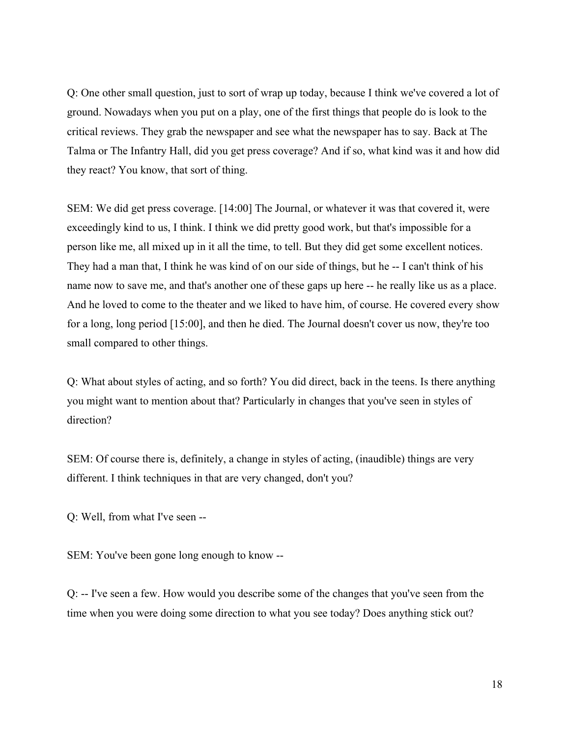Q: One other small question, just to sort of wrap up today, because I think we've covered a lot of ground. Nowadays when you put on a play, one of the first things that people do is look to the critical reviews. They grab the newspaper and see what the newspaper has to say. Back at The Talma or The Infantry Hall, did you get press coverage? And if so, what kind was it and how did they react? You know, that sort of thing.

SEM: We did get press coverage. [14:00] The Journal, or whatever it was that covered it, were exceedingly kind to us, I think. I think we did pretty good work, but that's impossible for a person like me, all mixed up in it all the time, to tell. But they did get some excellent notices. They had a man that, I think he was kind of on our side of things, but he -- I can't think of his name now to save me, and that's another one of these gaps up here -- he really like us as a place. And he loved to come to the theater and we liked to have him, of course. He covered every show for a long, long period [15:00], and then he died. The Journal doesn't cover us now, they're too small compared to other things.

Q: What about styles of acting, and so forth? You did direct, back in the teens. Is there anything you might want to mention about that? Particularly in changes that you've seen in styles of direction?

SEM: Of course there is, definitely, a change in styles of acting, (inaudible) things are very different. I think techniques in that are very changed, don't you?

Q: Well, from what I've seen --

SEM: You've been gone long enough to know --

Q: -- I've seen a few. How would you describe some of the changes that you've seen from the time when you were doing some direction to what you see today? Does anything stick out?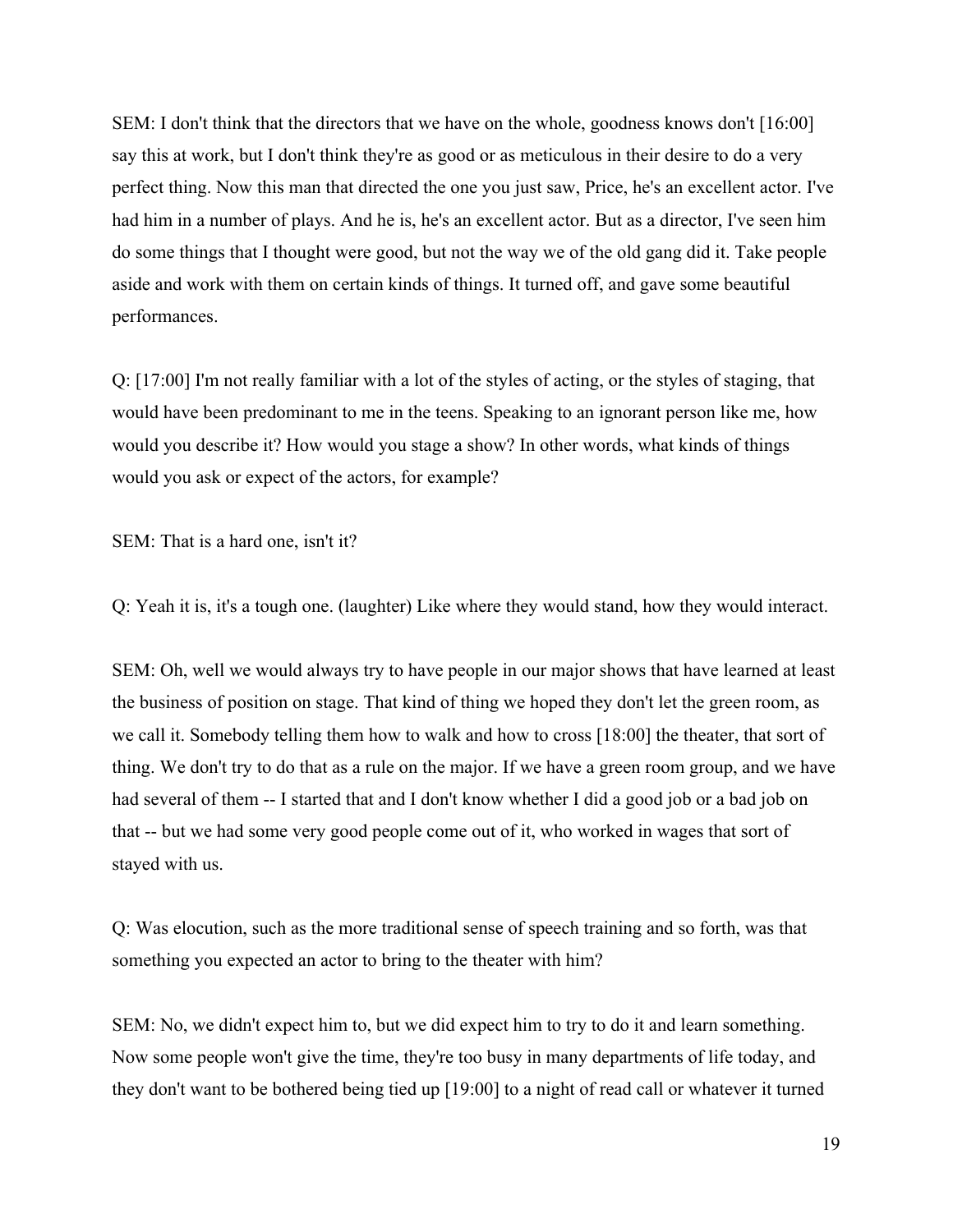SEM: I don't think that the directors that we have on the whole, goodness knows don't [16:00] say this at work, but I don't think they're as good or as meticulous in their desire to do a very perfect thing. Now this man that directed the one you just saw, Price, he's an excellent actor. I've had him in a number of plays. And he is, he's an excellent actor. But as a director, I've seen him do some things that I thought were good, but not the way we of the old gang did it. Take people aside and work with them on certain kinds of things. It turned off, and gave some beautiful performances.

Q: [17:00] I'm not really familiar with a lot of the styles of acting, or the styles of staging, that would have been predominant to me in the teens. Speaking to an ignorant person like me, how would you describe it? How would you stage a show? In other words, what kinds of things would you ask or expect of the actors, for example?

SEM: That is a hard one, isn't it?

Q: Yeah it is, it's a tough one. (laughter) Like where they would stand, how they would interact.

SEM: Oh, well we would always try to have people in our major shows that have learned at least the business of position on stage. That kind of thing we hoped they don't let the green room, as we call it. Somebody telling them how to walk and how to cross [18:00] the theater, that sort of thing. We don't try to do that as a rule on the major. If we have a green room group, and we have had several of them -- I started that and I don't know whether I did a good job or a bad job on that -- but we had some very good people come out of it, who worked in wages that sort of stayed with us.

Q: Was elocution, such as the more traditional sense of speech training and so forth, was that something you expected an actor to bring to the theater with him?

SEM: No, we didn't expect him to, but we did expect him to try to do it and learn something. Now some people won't give the time, they're too busy in many departments of life today, and they don't want to be bothered being tied up [19:00] to a night of read call or whatever it turned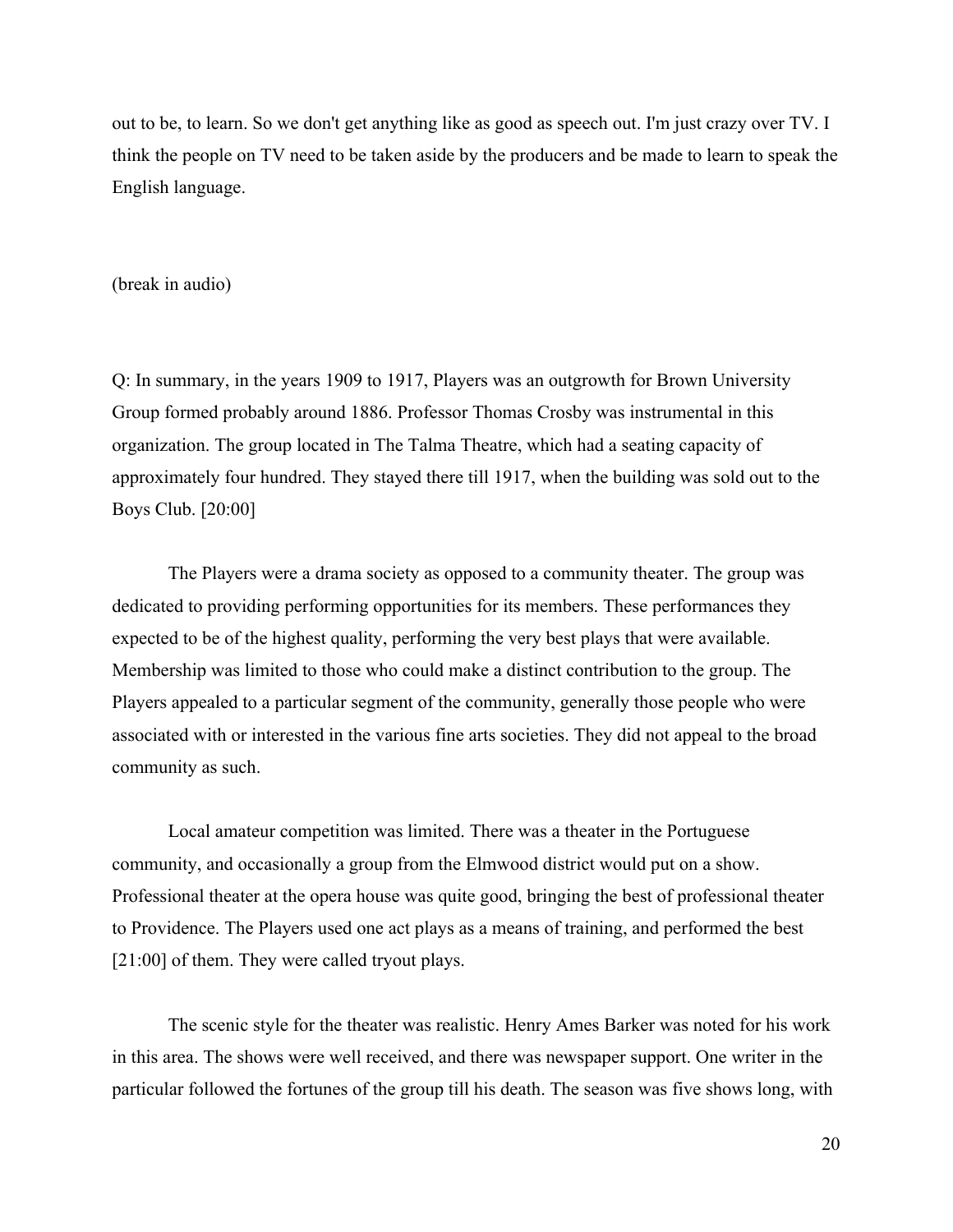out to be, to learn. So we don't get anything like as good as speech out. I'm just crazy over TV. I think the people on TV need to be taken aside by the producers and be made to learn to speak the English language.

(break in audio)

Q: In summary, in the years 1909 to 1917, Players was an outgrowth for Brown University Group formed probably around 1886. Professor Thomas Crosby was instrumental in this organization. The group located in The Talma Theatre, which had a seating capacity of approximately four hundred. They stayed there till 1917, when the building was sold out to the Boys Club. [20:00]

The Players were a drama society as opposed to a community theater. The group was dedicated to providing performing opportunities for its members. These performances they expected to be of the highest quality, performing the very best plays that were available. Membership was limited to those who could make a distinct contribution to the group. The Players appealed to a particular segment of the community, generally those people who were associated with or interested in the various fine arts societies. They did not appeal to the broad community as such.

Local amateur competition was limited. There was a theater in the Portuguese community, and occasionally a group from the Elmwood district would put on a show. Professional theater at the opera house was quite good, bringing the best of professional theater to Providence. The Players used one act plays as a means of training, and performed the best [21:00] of them. They were called tryout plays.

The scenic style for the theater was realistic. Henry Ames Barker was noted for his work in this area. The shows were well received, and there was newspaper support. One writer in the particular followed the fortunes of the group till his death. The season was five shows long, with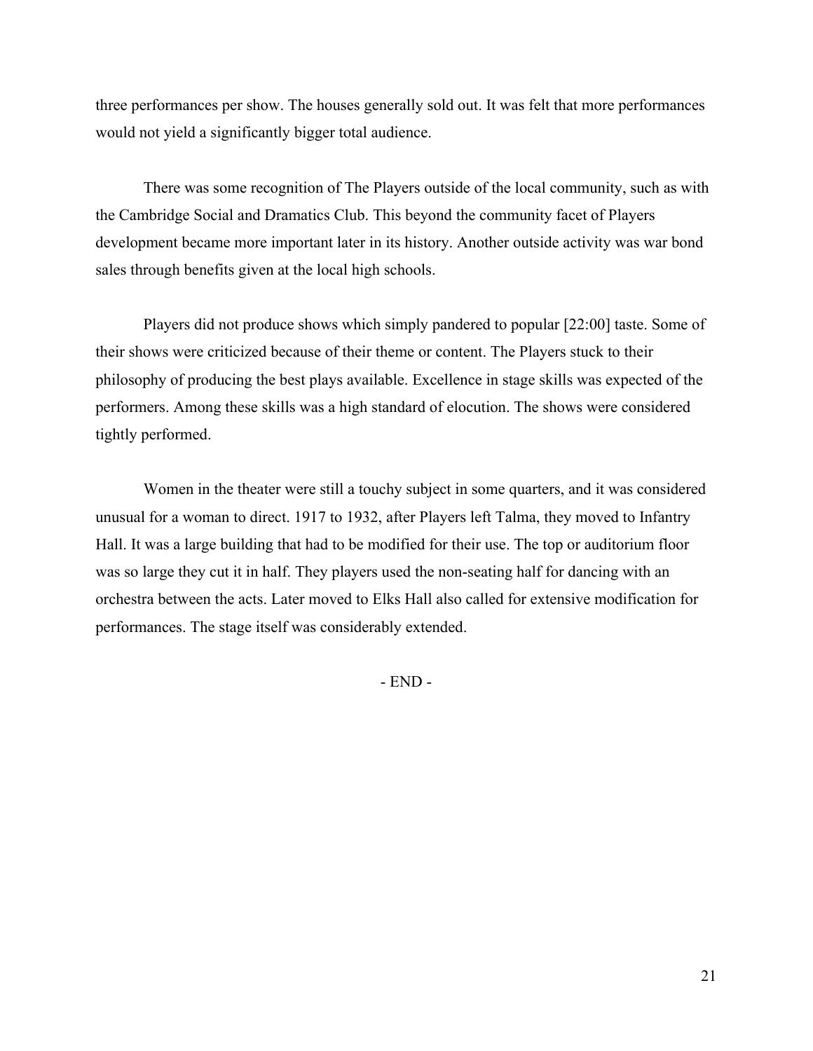three performances per show. The houses generally sold out. It was felt that more performances would not yield a significantly bigger total audience.

There was some recognition of The Players outside of the local community, such as with the Cambridge Social and Dramatics Club. This beyond the community facet of Players development became more important later in its history. Another outside activity was war bond sales through benefits given at the local high schools.

Players did not produce shows which simply pandered to popular [22:00] taste. Some of their shows were criticized because of their theme or content. The Players stuck to their philosophy of producing the best plays available. Excellence in stage skills was expected of the performers. Among these skills was a high standard of elocution. The shows were considered tightly performed.

Women in the theater were still a touchy subject in some quarters, and it was considered unusual for a woman to direct. 1917 to 1932, after Players left Talma, they moved to Infantry Hall. It was a large building that had to be modified for their use. The top or auditorium floor was so large they cut it in half. They players used the non-seating half for dancing with an orchestra between the acts. Later moved to Elks Hall also called for extensive modification for performances. The stage itself was considerably extended.

- END -